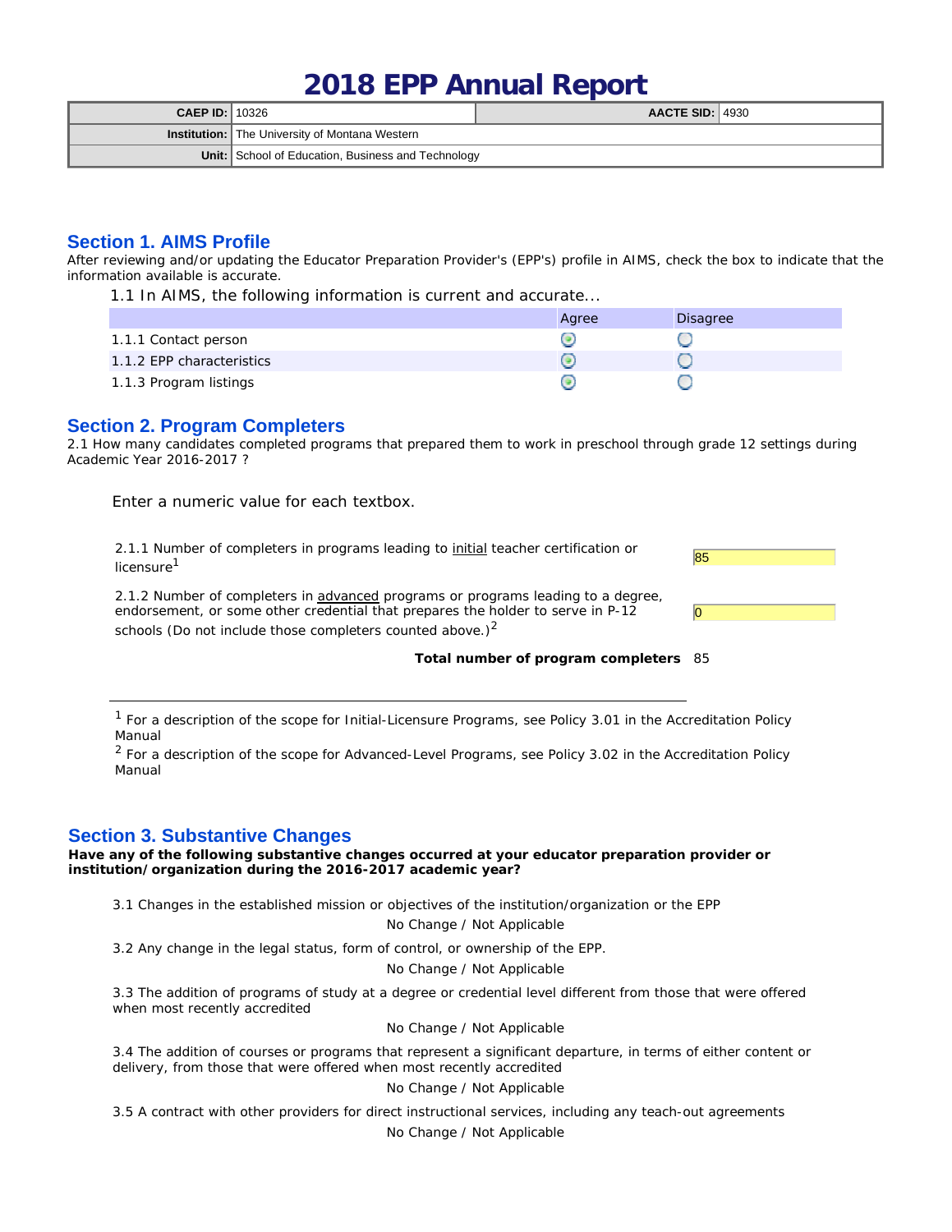# 2018 EPP Annual Report

| CAEP ID: | 10326 | AACTE SID: | 4930 |
|---|---|---|---|
| Institution: | The University of Montana Western | | |
| Unit: | School of Education, Business and Technology | | |

## Section 1. AIMS Profile

After reviewing and/or updating the Educator Preparation Provider's (EPP's) profile in AIMS, check the box to indicate that the information available is accurate.

1.1 In AIMS, the following information is current and accurate...

| | Agree | Disagree |
|---|---|---|
| 1.1.1 Contact person | ● | ○ |
| 1.1.2 EPP characteristics | ● | ○ |
| 1.1.3 Program listings | ● | ○ |

## Section 2. Program Completers

2.1 How many candidates completed programs that prepared them to work in preschool through grade 12 settings during Academic Year 2016-2017 ?

Enter a numeric value for each textbox.

| | |
|---|---|
| 2.1.1 Number of completers in programs leading to initial teacher certification or licensure[1] | 85 |
| 2.1.2 Number of completers in advanced programs or programs leading to a degree, endorsement, or some other credential that prepares the holder to serve in P-12 schools (Do not include those completers counted above.)[2] | 0 |
| **Total number of program completers** | 85 |

[1] For a description of the scope for Initial-Licensure Programs, see Policy 3.01 in the Accreditation Policy Manual

[2] For a description of the scope for Advanced-Level Programs, see Policy 3.02 in the Accreditation Policy Manual

## Section 3. Substantive Changes

**Have any of the following substantive changes occurred at your educator preparation provider or institution/organization during the 2016-2017 academic year?**

3.1 Changes in the established mission or objectives of the institution/organization or the EPP

No Change / Not Applicable

3.2 Any change in the legal status, form of control, or ownership of the EPP.

No Change / Not Applicable

3.3 The addition of programs of study at a degree or credential level different from those that were offered when most recently accredited

No Change / Not Applicable

3.4 The addition of courses or programs that represent a significant departure, in terms of either content or delivery, from those that were offered when most recently accredited

No Change / Not Applicable

3.5 A contract with other providers for direct instructional services, including any teach-out agreements

No Change / Not Applicable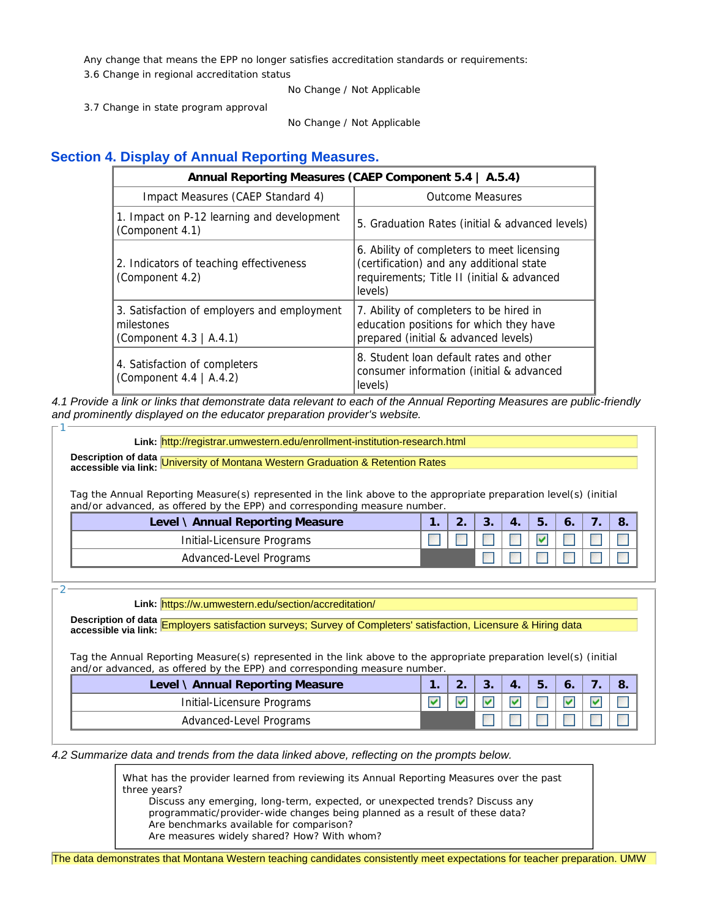Any change that means the EPP no longer satisfies accreditation standards or requirements:

3.6 Change in regional accreditation status

No Change / Not Applicable

3.7 Change in state program approval

No Change / Not Applicable

## Section 4. Display of Annual Reporting Measures.

| **Annual Reporting Measures (CAEP Component 5.4 \| A.5.4)** | |
|---|---|
| Impact Measures (CAEP Standard 4) | Outcome Measures |
| 1. Impact on P-12 learning and development (Component 4.1) | 5. Graduation Rates (initial & advanced levels) |
| 2. Indicators of teaching effectiveness (Component 4.2) | 6. Ability of completers to meet licensing (certification) and any additional state requirements; Title II (initial & advanced levels) |
| 3. Satisfaction of employers and employment milestones (Component 4.3 \| A.4.1) | 7. Ability of completers to be hired in education positions for which they have prepared (initial & advanced levels) |
| 4. Satisfaction of completers (Component 4.4 \| A.4.2) | 8. Student loan default rates and other consumer information (initial & advanced levels) |

*4.1 Provide a link or links that demonstrate data relevant to each of the Annual Reporting Measures are public-friendly and prominently displayed on the educator preparation provider's website.*

1

**Link:** http://registrar.umwestern.edu/enrollment-institution-research.html

**Description of data accessible via link:** University of Montana Western Graduation & Retention Rates

Tag the Annual Reporting Measure(s) represented in the link above to the appropriate preparation level(s) (initial and/or advanced, as offered by the EPP) and corresponding measure number.

| Level \ Annual Reporting Measure | 1. | 2. | 3. | 4. | 5. | 6. | 7. | 8. |
|---|---|---|---|---|---|---|---|---|
| Initial-Licensure Programs | ☐ | ☐ | ☐ | ☐ | ☑ | ☐ | ☐ | ☐ |
| Advanced-Level Programs | | | ☐ | ☐ | ☐ | ☐ | ☐ | ☐ |

2

**Link:** https://w.umwestern.edu/section/accreditation/

**Description of data accessible via link:** Employers satisfaction surveys; Survey of Completers' satisfaction, Licensure & Hiring data

Tag the Annual Reporting Measure(s) represented in the link above to the appropriate preparation level(s) (initial and/or advanced, as offered by the EPP) and corresponding measure number.

| Level \ Annual Reporting Measure | 1. | 2. | 3. | 4. | 5. | 6. | 7. | 8. |
|---|---|---|---|---|---|---|---|---|
| Initial-Licensure Programs | ☑ | ☑ | ☑ | ☑ | ☐ | ☑ | ☑ | ☐ |
| Advanced-Level Programs | | | ☐ | ☐ | ☐ | ☐ | ☐ | ☐ |

*4.2 Summarize data and trends from the data linked above, reflecting on the prompts below.*

What has the provider learned from reviewing its Annual Reporting Measures over the past three years?

- Discuss any emerging, long-term, expected, or unexpected trends? Discuss any programmatic/provider-wide changes being planned as a result of these data?
- Are benchmarks available for comparison?
- Are measures widely shared? How? With whom?

The data demonstrates that Montana Western teaching candidates consistently meet expectations for teacher preparation. UMW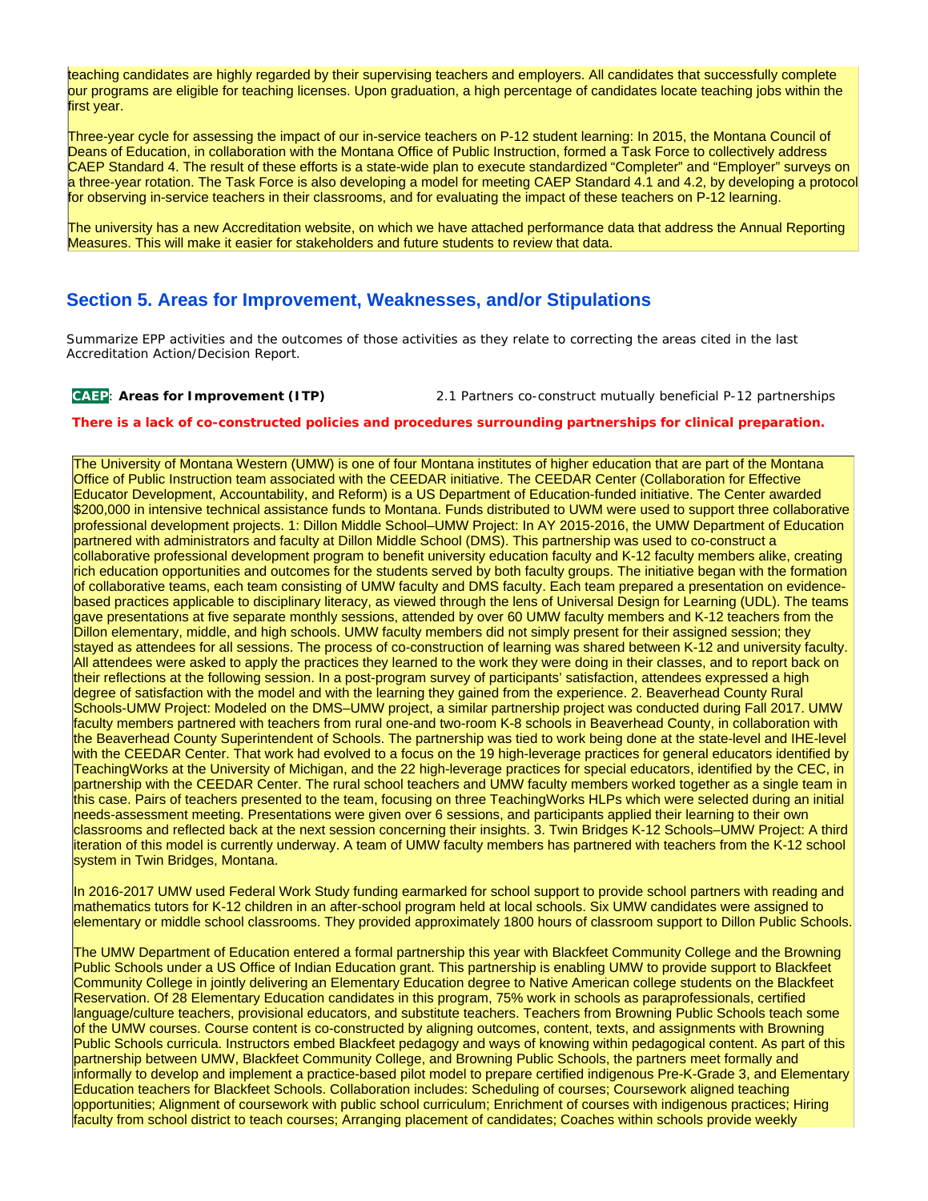teaching candidates are highly regarded by their supervising teachers and employers. All candidates that successfully complete our programs are eligible for teaching licenses. Upon graduation, a high percentage of candidates locate teaching jobs within the first year.

Three-year cycle for assessing the impact of our in-service teachers on P-12 student learning: In 2015, the Montana Council of Deans of Education, in collaboration with the Montana Office of Public Instruction, formed a Task Force to collectively address CAEP Standard 4. The result of these efforts is a state-wide plan to execute standardized "Completer" and "Employer" surveys on a three-year rotation. The Task Force is also developing a model for meeting CAEP Standard 4.1 and 4.2, by developing a protocol for observing in-service teachers in their classrooms, and for evaluating the impact of these teachers on P-12 learning.

The university has a new Accreditation website, on which we have attached performance data that address the Annual Reporting Measures. This will make it easier for stakeholders and future students to review that data.

## Section 5. Areas for Improvement, Weaknesses, and/or Stipulations

Summarize EPP activities and the outcomes of those activities as they relate to correcting the areas cited in the last Accreditation Action/Decision Report.

**CAEP**: **Areas for Improvement (ITP)** 2.1 Partners co-construct mutually beneficial P-12 partnerships

**There is a lack of co-constructed policies and procedures surrounding partnerships for clinical preparation.**

The University of Montana Western (UMW) is one of four Montana institutes of higher education that are part of the Montana Office of Public Instruction team associated with the CEEDAR initiative. The CEEDAR Center (Collaboration for Effective Educator Development, Accountability, and Reform) is a US Department of Education-funded initiative. The Center awarded $200,000 in intensive technical assistance funds to Montana. Funds distributed to UWM were used to support three collaborative professional development projects. 1: Dillon Middle School–UMW Project: In AY 2015-2016, the UMW Department of Education partnered with administrators and faculty at Dillon Middle School (DMS). This partnership was used to co-construct a collaborative professional development program to benefit university education faculty and K-12 faculty members alike, creating rich education opportunities and outcomes for the students served by both faculty groups. The initiative began with the formation of collaborative teams, each team consisting of UMW faculty and DMS faculty. Each team prepared a presentation on evidence-based practices applicable to disciplinary literacy, as viewed through the lens of Universal Design for Learning (UDL). The teams gave presentations at five separate monthly sessions, attended by over 60 UMW faculty members and K-12 teachers from the Dillon elementary, middle, and high schools. UMW faculty members did not simply present for their assigned session; they stayed as attendees for all sessions. The process of co-construction of learning was shared between K-12 and university faculty. All attendees were asked to apply the practices they learned to the work they were doing in their classes, and to report back on their reflections at the following session. In a post-program survey of participants' satisfaction, attendees expressed a high degree of satisfaction with the model and with the learning they gained from the experience. 2. Beaverhead County Rural Schools-UMW Project: Modeled on the DMS–UMW project, a similar partnership project was conducted during Fall 2017. UMW faculty members partnered with teachers from rural one-and two-room K-8 schools in Beaverhead County, in collaboration with the Beaverhead County Superintendent of Schools. The partnership was tied to work being done at the state-level and IHE-level with the CEEDAR Center. That work had evolved to a focus on the 19 high-leverage practices for general educators identified by TeachingWorks at the University of Michigan, and the 22 high-leverage practices for special educators, identified by the CEC, in partnership with the CEEDAR Center. The rural school teachers and UMW faculty members worked together as a single team in this case. Pairs of teachers presented to the team, focusing on three TeachingWorks HLPs which were selected during an initial needs-assessment meeting. Presentations were given over 6 sessions, and participants applied their learning to their own classrooms and reflected back at the next session concerning their insights. 3. Twin Bridges K-12 Schools–UMW Project: A third iteration of this model is currently underway. A team of UMW faculty members has partnered with teachers from the K-12 school system in Twin Bridges, Montana.

In 2016-2017 UMW used Federal Work Study funding earmarked for school support to provide school partners with reading and mathematics tutors for K-12 children in an after-school program held at local schools. Six UMW candidates were assigned to elementary or middle school classrooms. They provided approximately 1800 hours of classroom support to Dillon Public Schools.

The UMW Department of Education entered a formal partnership this year with Blackfeet Community College and the Browning Public Schools under a US Office of Indian Education grant. This partnership is enabling UMW to provide support to Blackfeet Community College in jointly delivering an Elementary Education degree to Native American college students on the Blackfeet Reservation. Of 28 Elementary Education candidates in this program, 75% work in schools as paraprofessionals, certified language/culture teachers, provisional educators, and substitute teachers. Teachers from Browning Public Schools teach some of the UMW courses. Course content is co-constructed by aligning outcomes, content, texts, and assignments with Browning Public Schools curricula. Instructors embed Blackfeet pedagogy and ways of knowing within pedagogical content. As part of this partnership between UMW, Blackfeet Community College, and Browning Public Schools, the partners meet formally and informally to develop and implement a practice-based pilot model to prepare certified indigenous Pre-K-Grade 3, and Elementary Education teachers for Blackfeet Schools. Collaboration includes: Scheduling of courses; Coursework aligned teaching opportunities; Alignment of coursework with public school curriculum; Enrichment of courses with indigenous practices; Hiring faculty from school district to teach courses; Arranging placement of candidates; Coaches within schools provide weekly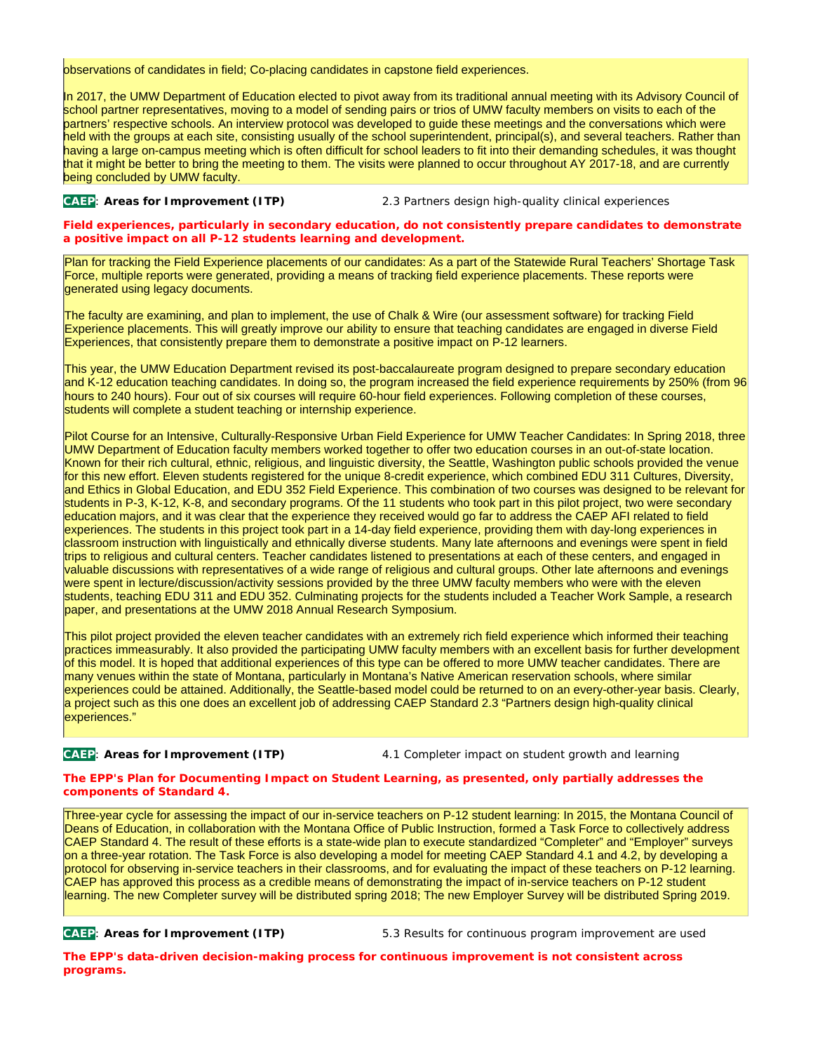observations of candidates in field; Co-placing candidates in capstone field experiences.

In 2017, the UMW Department of Education elected to pivot away from its traditional annual meeting with its Advisory Council of school partner representatives, moving to a model of sending pairs or trios of UMW faculty members on visits to each of the partners' respective schools. An interview protocol was developed to guide these meetings and the conversations which were held with the groups at each site, consisting usually of the school superintendent, principal(s), and several teachers. Rather than having a large on-campus meeting which is often difficult for school leaders to fit into their demanding schedules, it was thought that it might be better to bring the meeting to them. The visits were planned to occur throughout AY 2017-18, and are currently being concluded by UMW faculty.

**CAEP: Areas for Improvement (ITP)** 2.3 Partners design high-quality clinical experiences

**Field experiences, particularly in secondary education, do not consistently prepare candidates to demonstrate a positive impact on all P-12 students learning and development.**

Plan for tracking the Field Experience placements of our candidates: As a part of the Statewide Rural Teachers' Shortage Task Force, multiple reports were generated, providing a means of tracking field experience placements. These reports were generated using legacy documents.

The faculty are examining, and plan to implement, the use of Chalk & Wire (our assessment software) for tracking Field Experience placements. This will greatly improve our ability to ensure that teaching candidates are engaged in diverse Field Experiences, that consistently prepare them to demonstrate a positive impact on P-12 learners.

This year, the UMW Education Department revised its post-baccalaureate program designed to prepare secondary education and K-12 education teaching candidates. In doing so, the program increased the field experience requirements by 250% (from 96 hours to 240 hours). Four out of six courses will require 60-hour field experiences. Following completion of these courses, students will complete a student teaching or internship experience.

Pilot Course for an Intensive, Culturally-Responsive Urban Field Experience for UMW Teacher Candidates: In Spring 2018, three UMW Department of Education faculty members worked together to offer two education courses in an out-of-state location. Known for their rich cultural, ethnic, religious, and linguistic diversity, the Seattle, Washington public schools provided the venue for this new effort. Eleven students registered for the unique 8-credit experience, which combined EDU 311 Cultures, Diversity, and Ethics in Global Education, and EDU 352 Field Experience. This combination of two courses was designed to be relevant for students in P-3, K-12, K-8, and secondary programs. Of the 11 students who took part in this pilot project, two were secondary education majors, and it was clear that the experience they received would go far to address the CAEP AFI related to field experiences. The students in this project took part in a 14-day field experience, providing them with day-long experiences in classroom instruction with linguistically and ethnically diverse students. Many late afternoons and evenings were spent in field trips to religious and cultural centers. Teacher candidates listened to presentations at each of these centers, and engaged in valuable discussions with representatives of a wide range of religious and cultural groups. Other late afternoons and evenings were spent in lecture/discussion/activity sessions provided by the three UMW faculty members who were with the eleven students, teaching EDU 311 and EDU 352. Culminating projects for the students included a Teacher Work Sample, a research paper, and presentations at the UMW 2018 Annual Research Symposium.

This pilot project provided the eleven teacher candidates with an extremely rich field experience which informed their teaching practices immeasurably. It also provided the participating UMW faculty members with an excellent basis for further development of this model. It is hoped that additional experiences of this type can be offered to more UMW teacher candidates. There are many venues within the state of Montana, particularly in Montana's Native American reservation schools, where similar experiences could be attained. Additionally, the Seattle-based model could be returned to on an every-other-year basis. Clearly, a project such as this one does an excellent job of addressing CAEP Standard 2.3 "Partners design high-quality clinical experiences."

**CAEP: Areas for Improvement (ITP)** 4.1 Completer impact on student growth and learning

**The EPP's Plan for Documenting Impact on Student Learning, as presented, only partially addresses the components of Standard 4.**

Three-year cycle for assessing the impact of our in-service teachers on P-12 student learning: In 2015, the Montana Council of Deans of Education, in collaboration with the Montana Office of Public Instruction, formed a Task Force to collectively address CAEP Standard 4. The result of these efforts is a state-wide plan to execute standardized "Completer" and "Employer" surveys on a three-year rotation. The Task Force is also developing a model for meeting CAEP Standard 4.1 and 4.2, by developing a protocol for observing in-service teachers in their classrooms, and for evaluating the impact of these teachers on P-12 learning. CAEP has approved this process as a credible means of demonstrating the impact of in-service teachers on P-12 student learning. The new Completer survey will be distributed spring 2018; The new Employer Survey will be distributed Spring 2019.

**CAEP: Areas for Improvement (ITP)** 5.3 Results for continuous program improvement are used

**The EPP's data-driven decision-making process for continuous improvement is not consistent across programs.**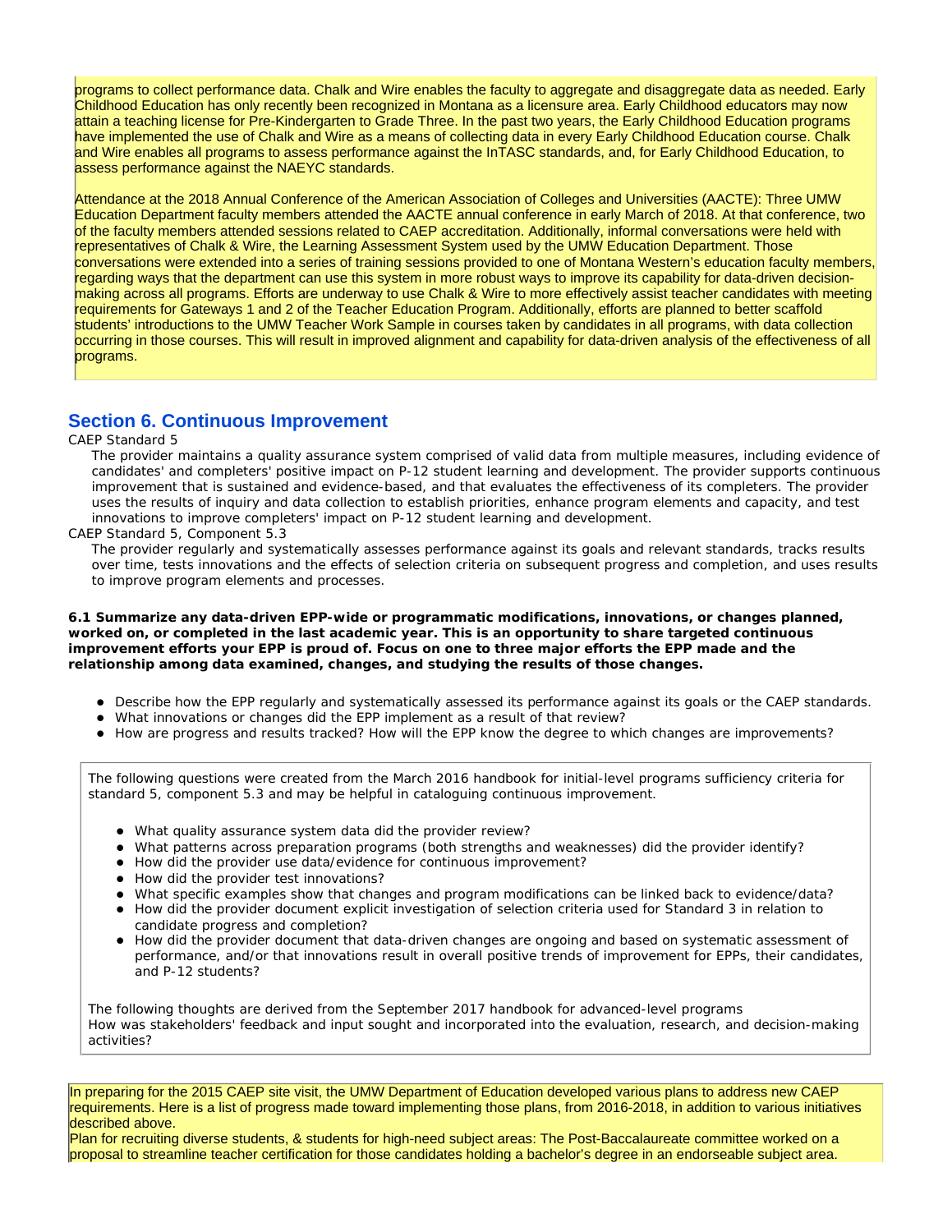programs to collect performance data. Chalk and Wire enables the faculty to aggregate and disaggregate data as needed. Early Childhood Education has only recently been recognized in Montana as a licensure area. Early Childhood educators may now attain a teaching license for Pre-Kindergarten to Grade Three. In the past two years, the Early Childhood Education programs have implemented the use of Chalk and Wire as a means of collecting data in every Early Childhood Education course. Chalk and Wire enables all programs to assess performance against the InTASC standards, and, for Early Childhood Education, to assess performance against the NAEYC standards.

Attendance at the 2018 Annual Conference of the American Association of Colleges and Universities (AACTE): Three UMW Education Department faculty members attended the AACTE annual conference in early March of 2018. At that conference, two of the faculty members attended sessions related to CAEP accreditation. Additionally, informal conversations were held with representatives of Chalk & Wire, the Learning Assessment System used by the UMW Education Department. Those conversations were extended into a series of training sessions provided to one of Montana Western's education faculty members, regarding ways that the department can use this system in more robust ways to improve its capability for data-driven decision-making across all programs. Efforts are underway to use Chalk & Wire to more effectively assist teacher candidates with meeting requirements for Gateways 1 and 2 of the Teacher Education Program. Additionally, efforts are planned to better scaffold students' introductions to the UMW Teacher Work Sample in courses taken by candidates in all programs, with data collection occurring in those courses. This will result in improved alignment and capability for data-driven analysis of the effectiveness of all programs.

## Section 6. Continuous Improvement

CAEP Standard 5

The provider maintains a quality assurance system comprised of valid data from multiple measures, including evidence of candidates' and completers' positive impact on P-12 student learning and development. The provider supports continuous improvement that is sustained and evidence-based, and that evaluates the effectiveness of its completers. The provider uses the results of inquiry and data collection to establish priorities, enhance program elements and capacity, and test innovations to improve completers' impact on P-12 student learning and development.

CAEP Standard 5, Component 5.3

The provider regularly and systematically assesses performance against its goals and relevant standards, tracks results over time, tests innovations and the effects of selection criteria on subsequent progress and completion, and uses results to improve program elements and processes.

**6.1 Summarize any data-driven EPP-wide or programmatic modifications, innovations, or changes planned, worked on, or completed in the last academic year. This is an opportunity to share targeted continuous improvement efforts your EPP is proud of. Focus on one to three major efforts the EPP made and the relationship among data examined, changes, and studying the results of those changes.**

- Describe how the EPP regularly and systematically assessed its performance against its goals or the CAEP standards.
- What innovations or changes did the EPP implement as a result of that review?
- How are progress and results tracked? How will the EPP know the degree to which changes are improvements?

The following questions were created from the March 2016 handbook for initial-level programs sufficiency criteria for standard 5, component 5.3 and may be helpful in cataloguing continuous improvement.

- What quality assurance system data did the provider review?
- What patterns across preparation programs (both strengths and weaknesses) did the provider identify?
- How did the provider use data/evidence for continuous improvement?
- How did the provider test innovations?
- What specific examples show that changes and program modifications can be linked back to evidence/data?
- How did the provider document explicit investigation of selection criteria used for Standard 3 in relation to candidate progress and completion?
- How did the provider document that data-driven changes are ongoing and based on systematic assessment of performance, and/or that innovations result in overall positive trends of improvement for EPPs, their candidates, and P-12 students?

The following thoughts are derived from the September 2017 handbook for advanced-level programs
How was stakeholders' feedback and input sought and incorporated into the evaluation, research, and decision-making activities?

In preparing for the 2015 CAEP site visit, the UMW Department of Education developed various plans to address new CAEP requirements. Here is a list of progress made toward implementing those plans, from 2016-2018, in addition to various initiatives described above.
Plan for recruiting diverse students, & students for high-need subject areas: The Post-Baccalaureate committee worked on a proposal to streamline teacher certification for those candidates holding a bachelor's degree in an endorseable subject area.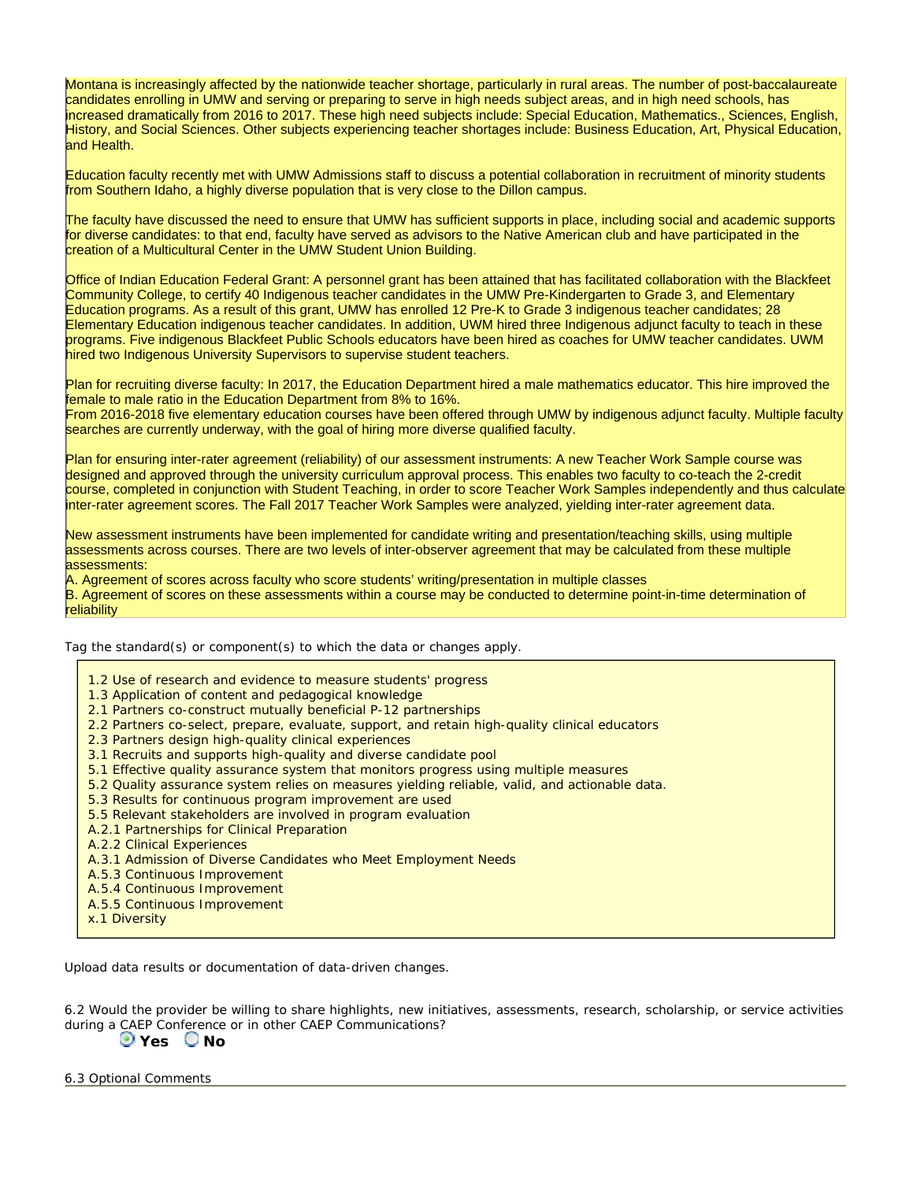Montana is increasingly affected by the nationwide teacher shortage, particularly in rural areas. The number of post-baccalaureate candidates enrolling in UMW and serving or preparing to serve in high needs subject areas, and in high need schools, has increased dramatically from 2016 to 2017. These high need subjects include: Special Education, Mathematics., Sciences, English, History, and Social Sciences. Other subjects experiencing teacher shortages include: Business Education, Art, Physical Education, and Health.

Education faculty recently met with UMW Admissions staff to discuss a potential collaboration in recruitment of minority students from Southern Idaho, a highly diverse population that is very close to the Dillon campus.

The faculty have discussed the need to ensure that UMW has sufficient supports in place, including social and academic supports for diverse candidates: to that end, faculty have served as advisors to the Native American club and have participated in the creation of a Multicultural Center in the UMW Student Union Building.

Office of Indian Education Federal Grant: A personnel grant has been attained that has facilitated collaboration with the Blackfeet Community College, to certify 40 Indigenous teacher candidates in the UMW Pre-Kindergarten to Grade 3, and Elementary Education programs. As a result of this grant, UMW has enrolled 12 Pre-K to Grade 3 indigenous teacher candidates; 28 Elementary Education indigenous teacher candidates. In addition, UWM hired three Indigenous adjunct faculty to teach in these programs. Five indigenous Blackfeet Public Schools educators have been hired as coaches for UMW teacher candidates. UWM hired two Indigenous University Supervisors to supervise student teachers.

Plan for recruiting diverse faculty: In 2017, the Education Department hired a male mathematics educator. This hire improved the female to male ratio in the Education Department from 8% to 16%.
From 2016-2018 five elementary education courses have been offered through UMW by indigenous adjunct faculty. Multiple faculty searches are currently underway, with the goal of hiring more diverse qualified faculty.

Plan for ensuring inter-rater agreement (reliability) of our assessment instruments: A new Teacher Work Sample course was designed and approved through the university curriculum approval process. This enables two faculty to co-teach the 2-credit course, completed in conjunction with Student Teaching, in order to score Teacher Work Samples independently and thus calculate inter-rater agreement scores. The Fall 2017 Teacher Work Samples were analyzed, yielding inter-rater agreement data.

New assessment instruments have been implemented for candidate writing and presentation/teaching skills, using multiple assessments across courses. There are two levels of inter-observer agreement that may be calculated from these multiple assessments:
A. Agreement of scores across faculty who score students' writing/presentation in multiple classes
B. Agreement of scores on these assessments within a course may be conducted to determine point-in-time determination of reliability

Tag the standard(s) or component(s) to which the data or changes apply.

1.2 Use of research and evidence to measure students' progress
1.3 Application of content and pedagogical knowledge
2.1 Partners co-construct mutually beneficial P-12 partnerships
2.2 Partners co-select, prepare, evaluate, support, and retain high-quality clinical educators
2.3 Partners design high-quality clinical experiences
3.1 Recruits and supports high-quality and diverse candidate pool
5.1 Effective quality assurance system that monitors progress using multiple measures
5.2 Quality assurance system relies on measures yielding reliable, valid, and actionable data.
5.3 Results for continuous program improvement are used
5.5 Relevant stakeholders are involved in program evaluation
A.2.1 Partnerships for Clinical Preparation
A.2.2 Clinical Experiences
A.3.1 Admission of Diverse Candidates who Meet Employment Needs
A.5.3 Continuous Improvement
A.5.4 Continuous Improvement
A.5.5 Continuous Improvement
x.1 Diversity

Upload data results or documentation of data-driven changes.

6.2 Would the provider be willing to share highlights, new initiatives, assessments, research, scholarship, or service activities during a CAEP Conference or in other CAEP Communications?

**Yes** (selected) **No**

6.3 Optional Comments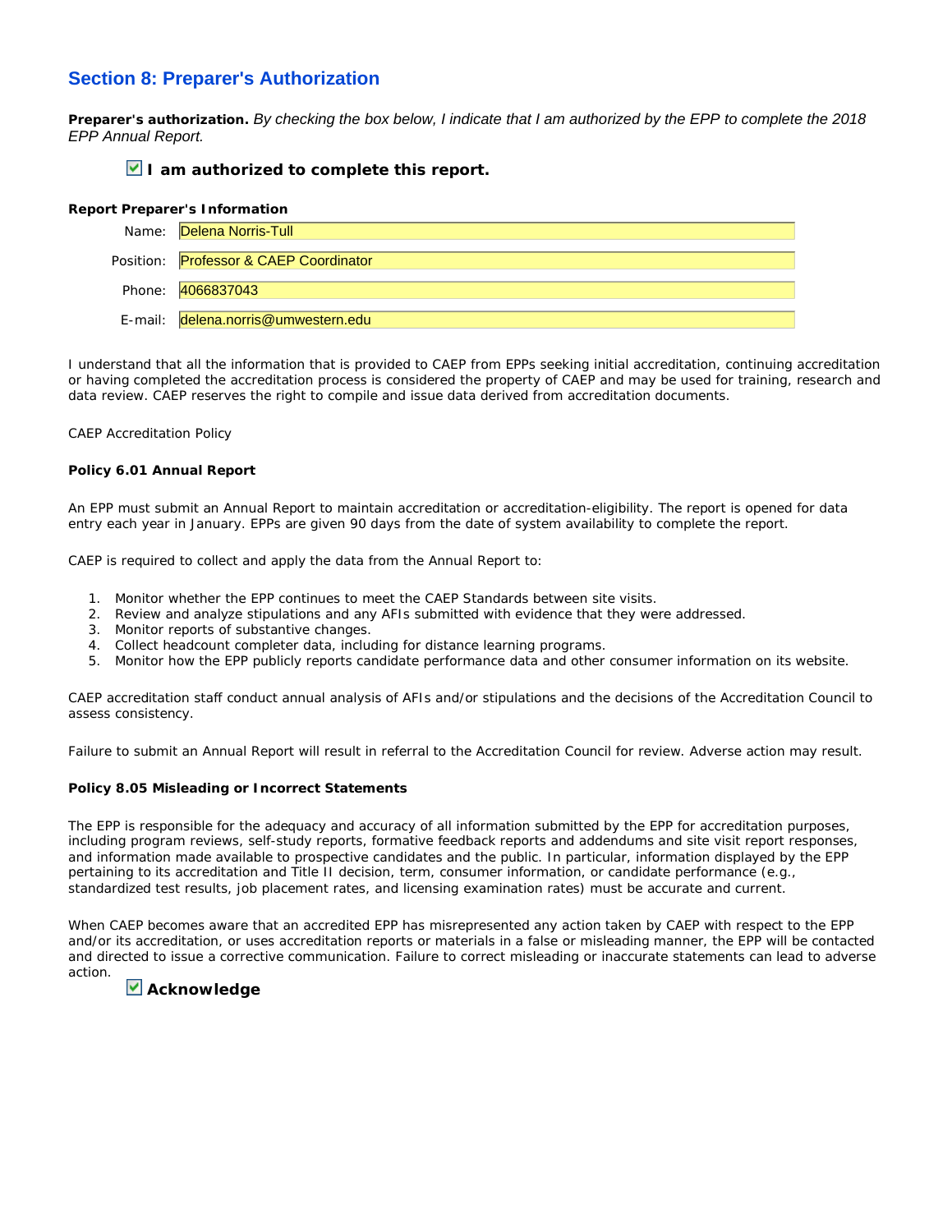## Section 8: Preparer's Authorization

**Preparer's authorization.** *By checking the box below, I indicate that I am authorized by the EPP to complete the 2018 EPP Annual Report.*

☑ **I am authorized to complete this report.**

**Report Preparer's Information**

Name: Delena Norris-Tull

Position: Professor & CAEP Coordinator

Phone: 4066837043

E-mail: delena.norris@umwestern.edu

I understand that all the information that is provided to CAEP from EPPs seeking initial accreditation, continuing accreditation or having completed the accreditation process is considered the property of CAEP and may be used for training, research and data review. CAEP reserves the right to compile and issue data derived from accreditation documents.

CAEP Accreditation Policy

**Policy 6.01 Annual Report**

An EPP must submit an Annual Report to maintain accreditation or accreditation-eligibility. The report is opened for data entry each year in January. EPPs are given 90 days from the date of system availability to complete the report.

CAEP is required to collect and apply the data from the Annual Report to:

1. Monitor whether the EPP continues to meet the CAEP Standards between site visits.
2. Review and analyze stipulations and any AFIs submitted with evidence that they were addressed.
3. Monitor reports of substantive changes.
4. Collect headcount completer data, including for distance learning programs.
5. Monitor how the EPP publicly reports candidate performance data and other consumer information on its website.

CAEP accreditation staff conduct annual analysis of AFIs and/or stipulations and the decisions of the Accreditation Council to assess consistency.

Failure to submit an Annual Report will result in referral to the Accreditation Council for review. Adverse action may result.

**Policy 8.05 Misleading or Incorrect Statements**

The EPP is responsible for the adequacy and accuracy of all information submitted by the EPP for accreditation purposes, including program reviews, self-study reports, formative feedback reports and addendums and site visit report responses, and information made available to prospective candidates and the public. In particular, information displayed by the EPP pertaining to its accreditation and Title II decision, term, consumer information, or candidate performance (e.g., standardized test results, job placement rates, and licensing examination rates) must be accurate and current.

When CAEP becomes aware that an accredited EPP has misrepresented any action taken by CAEP with respect to the EPP and/or its accreditation, or uses accreditation reports or materials in a false or misleading manner, the EPP will be contacted and directed to issue a corrective communication. Failure to correct misleading or inaccurate statements can lead to adverse action.

☑ **Acknowledge**